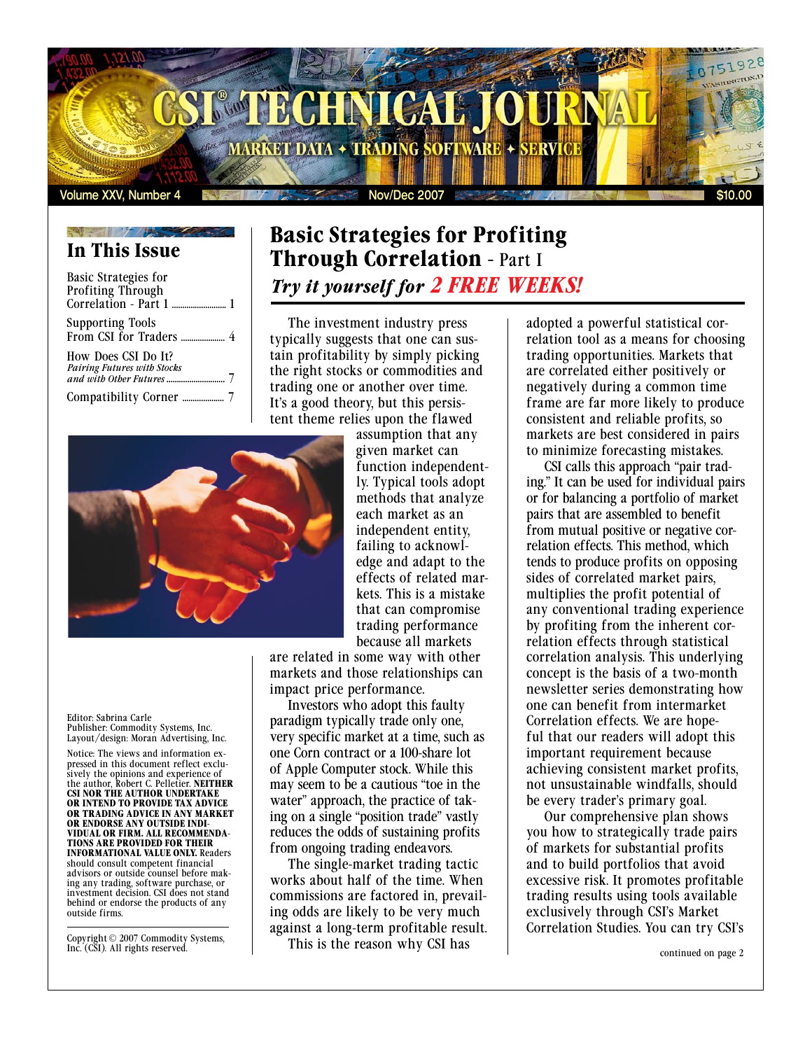# CSI® TECHNICAL JOURNAL

MARKET DATA ✦ TRADING SOFTWARE ✦ SERVICE

Volume XXV, Number 4 | Nov/Dec 2007 | $10.00

## In This Issue

Basic Strategies for Profiting Through Correlation - Part 1 .......... 1

Supporting Tools From CSI for Traders .......... 4

How Does CSI Do It? *Pairing Futures with Stocks and with Other Futures* .......... 7

Compatibility Corner .......... 7

# Basic Strategies for Profiting Through Correlation - Part I

## *Try it yourself for 2 FREE WEEKS!*

The investment industry press typically suggests that one can sustain profitability by simply picking the right stocks or commodities and trading one or another over time. It's a good theory, but this persistent theme relies upon the flawed assumption that any given market can function independently. Typical tools adopt methods that analyze each market as an independent entity, failing to acknowledge and adapt to the effects of related markets. This is a mistake that can compromise trading performance because all markets are related in some way with other markets and those relationships can impact price performance.

Investors who adopt this faulty paradigm typically trade only one, very specific market at a time, such as one Corn contract or a 100-share lot of Apple Computer stock. While this may seem to be a cautious "toe in the water" approach, the practice of taking on a single "position trade" vastly reduces the odds of sustaining profits from ongoing trading endeavors.

The single-market trading tactic works about half of the time. When commissions are factored in, prevailing odds are likely to be very much against a long-term profitable result.

This is the reason why CSI has adopted a powerful statistical correlation tool as a means for choosing trading opportunities. Markets that are correlated either positively or negatively during a common time frame are far more likely to produce consistent and reliable profits, so markets are best considered in pairs to minimize forecasting mistakes.

CSI calls this approach "pair trading." It can be used for individual pairs or for balancing a portfolio of market pairs that are assembled to benefit from mutual positive or negative correlation effects. This method, which tends to produce profits on opposing sides of correlated market pairs, multiplies the profit potential of any conventional trading experience by profiting from the inherent correlation effects through statistical correlation analysis. This underlying concept is the basis of a two-month newsletter series demonstrating how one can benefit from intermarket Correlation effects. We are hopeful that our readers will adopt this important requirement because achieving consistent market profits, not unsustainable windfalls, should be every trader's primary goal.

Our comprehensive plan shows you how to strategically trade pairs of markets for substantial profits and to build portfolios that avoid excessive risk. It promotes profitable trading results using tools available exclusively through CSI's Market Correlation Studies. You can try CSI's

continued on page 2

Editor: Sabrina Carle
Publisher: Commodity Systems, Inc.
Layout/design: Moran Advertising, Inc.

Notice: The views and information expressed in this document reflect exclusively the opinions and experience of the author, Robert C. Pelletier. **NEITHER CSI NOR THE AUTHOR UNDERTAKE OR INTEND TO PROVIDE TAX ADVICE OR TRADING ADVICE IN ANY MARKET OR ENDORSE ANY OUTSIDE INDIVIDUAL OR FIRM. ALL RECOMMENDATIONS ARE PROVIDED FOR THEIR INFORMATIONAL VALUE ONLY.** Readers should consult competent financial advisors or outside counsel before making any trading, software purchase, or investment decision. CSI does not stand behind or endorse the products of any outside firms.

Copyright © 2007 Commodity Systems, Inc. (CSI). All rights reserved.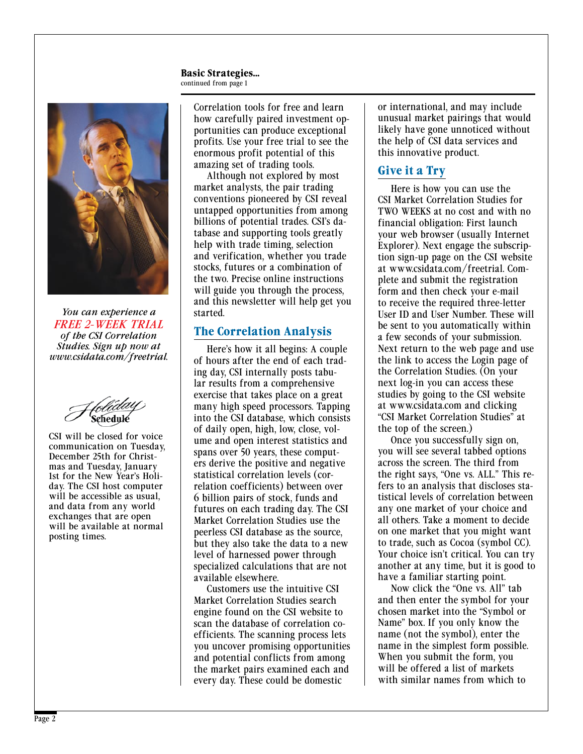**Basic Strategies...**
continued from page 1

Correlation tools for free and learn how carefully paired investment opportunities can produce exceptional profits. Use your free trial to see the enormous profit potential of this amazing set of trading tools.

Although not explored by most market analysts, the pair trading conventions pioneered by CSI reveal untapped opportunities from among billions of potential trades. CSI's database and supporting tools greatly help with trade timing, selection and verification, whether you trade stocks, futures or a combination of the two. Precise online instructions will guide you through the process, and this newsletter will help get you started.

## The Correlation Analysis

Here's how it all begins: A couple of hours after the end of each trading day, CSI internally posts tabular results from a comprehensive exercise that takes place on a great many high speed processors. Tapping into the CSI database, which consists of daily open, high, low, close, volume and open interest statistics and spans over 50 years, these computers derive the positive and negative statistical correlation levels (correlation coefficients) between over 6 billion pairs of stock, funds and futures on each trading day. The CSI Market Correlation Studies use the peerless CSI database as the source, but they also take the data to a new level of harnessed power through specialized calculations that are not available elsewhere.

Customers use the intuitive CSI Market Correlation Studies search engine found on the CSI website to scan the database of correlation coefficients. The scanning process lets you uncover promising opportunities and potential conflicts from among the market pairs examined each and every day. These could be domestic or international, and may include unusual market pairings that would likely have gone unnoticed without the help of CSI data services and this innovative product.

## Give it a Try

Here is how you can use the CSI Market Correlation Studies for TWO WEEKS at no cost and with no financial obligation: First launch your web browser (usually Internet Explorer). Next engage the subscription sign-up page on the CSI website at www.csidata.com/freetrial. Complete and submit the registration form and then check your e-mail to receive the required three-letter User ID and User Number. These will be sent to you automatically within a few seconds of your submission. Next return to the web page and use the link to access the Login page of the Correlation Studies. (On your next log-in you can access these studies by going to the CSI website at www.csidata.com and clicking "CSI Market Correlation Studies" at the top of the screen.)

Once you successfully sign on, you will see several tabbed options across the screen. The third from the right says, "One vs. ALL." This refers to an analysis that discloses statistical levels of correlation between any one market of your choice and all others. Take a moment to decide on one market that you might want to trade, such as Cocoa (symbol CC). Your choice isn't critical. You can try another at any time, but it is good to have a familiar starting point.

Now click the "One vs. All" tab and then enter the symbol for your chosen market into the "Symbol or Name" box. If you only know the name (not the symbol), enter the name in the simplest form possible. When you submit the form, you will be offered a list of markets with similar names from which to

---

*You can experience a* ***FREE 2-WEEK TRIAL*** *of the CSI Correlation Studies. Sign up now at www.csidata.com/freetrial.*

---

### Holiday Schedule

CSI will be closed for voice communication on Tuesday, December 25th for Christmas and Tuesday, January 1st for the New Year's Holiday. The CSI host computer will be accessible as usual, and data from any world exchanges that are open will be available at normal posting times.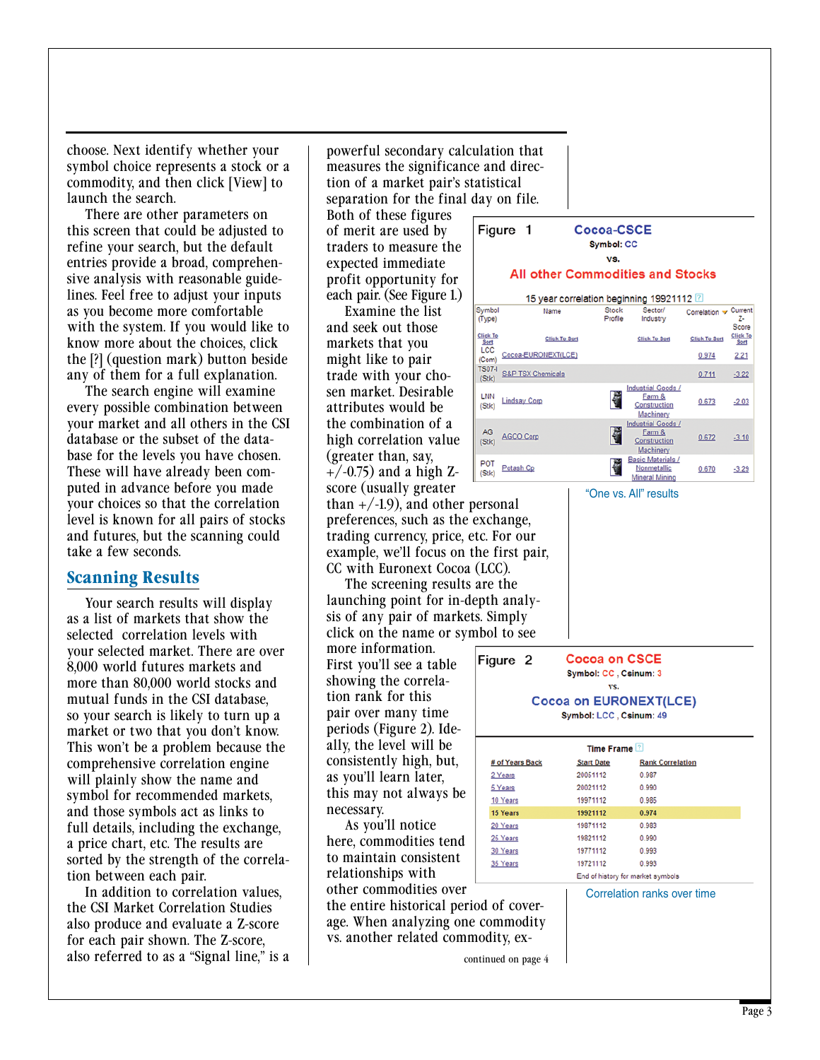choose. Next identify whether your symbol choice represents a stock or a commodity, and then click [View] to launch the search.

There are other parameters on this screen that could be adjusted to refine your search, but the default entries provide a broad, comprehensive analysis with reasonable guidelines. Feel free to adjust your inputs as you become more comfortable with the system. If you would like to know more about the choices, click the [?] (question mark) button beside any of them for a full explanation.

The search engine will examine every possible combination between your market and all others in the CSI database or the subset of the database for the levels you have chosen. These will have already been computed in advance before you made your choices so that the correlation level is known for all pairs of stocks and futures, but the scanning could take a few seconds.

## Scanning Results

Your search results will display as a list of markets that show the selected correlation levels with your selected market. There are over 8,000 world futures markets and more than 80,000 world stocks and mutual funds in the CSI database, so your search is likely to turn up a market or two that you don't know. This won't be a problem because the comprehensive correlation engine will plainly show the name and symbol for recommended markets, and those symbols act as links to full details, including the exchange, a price chart, etc. The results are sorted by the strength of the correlation between each pair.

In addition to correlation values, the CSI Market Correlation Studies also produce and evaluate a Z-score for each pair shown. The Z-score, also referred to as a "Signal line," is a powerful secondary calculation that measures the significance and direction of a market pair's statistical separation for the final day on file. Both of these figures of merit are used by traders to measure the expected immediate profit opportunity for each pair. (See Figure 1.)

**Figure 1** — **Cocoa-CSCE**
Symbol: CC
vs.
**All other Commodities and Stocks**

15 year correlation beginning 19921112

| Symbol (Type) | Name | Stock Profile | Sector/ Industry | Correlation | Current Z-Score |
|---|---|---|---|---|---|
| Click To Sort | Click To Sort | | Click To Sort | Click To Sort | Click To Sort |
| LCC (Com) | Cocoa-EURONEXT(LCE) | | | 0.974 | 2.21 |
| TS07-I (Stk) | S&P TSX Chemicals | | | 0.711 | -3.22 |
| LNN (Stk) | Lindsay Corp | | Industrial Goods / Farm & Construction Machinery | 0.673 | -2.03 |
| AG (Stk) | AGCO Corp | | Industrial Goods / Farm & Construction Machinery | 0.672 | -3.10 |
| POT (Stk) | Potash Cp | | Basic Materials / Nonmetallic Mineral Mining | 0.670 | -3.29 |

"One vs. All" results

Examine the list and seek out those markets that you might like to pair trade with your chosen market. Desirable attributes would be the combination of a high correlation value (greater than, say, +/-0.75) and a high Z-score (usually greater than +/-1.9), and other personal preferences, such as the exchange, trading currency, price, etc. For our example, we'll focus on the first pair, CC with Euronext Cocoa (LCC).

The screening results are the launching point for in-depth analysis of any pair of markets. Simply click on the name or symbol to see more information. First you'll see a table showing the correlation rank for this pair over many time periods (Figure 2). Ideally, the level will be consistently high, but, as you'll learn later, this may not always be necessary.

**Figure 2** — **Cocoa on CSCE**
Symbol: CC , Csinum: 3
vs.
**Cocoa on EURONEXT(LCE)**
Symbol: LCC , Csinum: 49

Time Frame

| # of Years Back | Start Date | Rank Correlation |
|---|---|---|
| 2 Years | 20051112 | 0.987 |
| 5 Years | 20021112 | 0.990 |
| 10 Years | 19971112 | 0.985 |
| **15 Years** | **19921112** | **0.974** |
| 20 Years | 19871112 | 0.983 |
| 25 Years | 19821112 | 0.990 |
| 30 Years | 19771112 | 0.993 |
| 35 Years | 19721112 | 0.993 |

End of history for market symbols

Correlation ranks over time

As you'll notice here, commodities tend to maintain consistent relationships with other commodities over the entire historical period of coverage. When analyzing one commodity vs. another related commodity, ex-

continued on page 4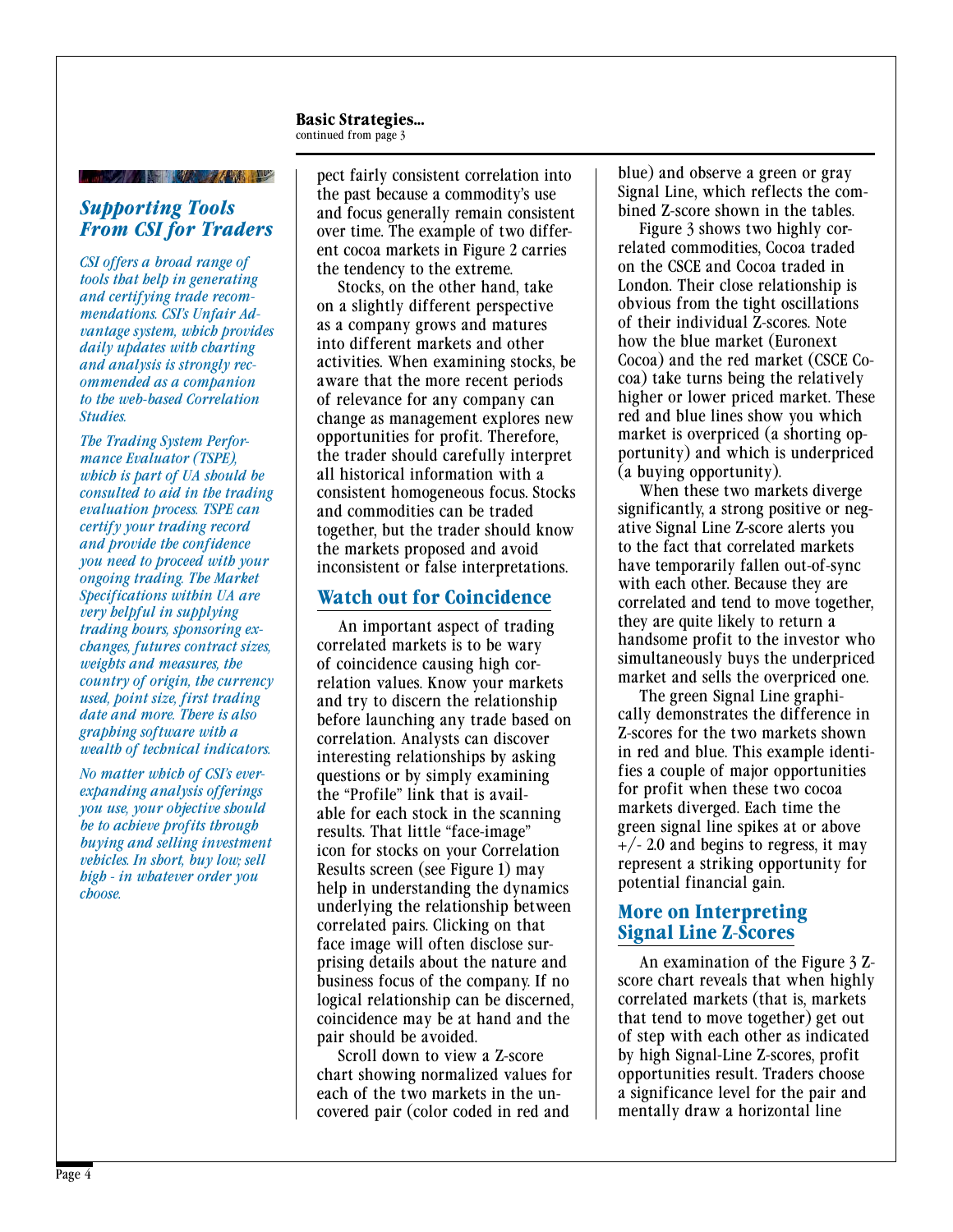**Basic Strategies...**
continued from page 3

pect fairly consistent correlation into the past because a commodity's use and focus generally remain consistent over time. The example of two different cocoa markets in Figure 2 carries the tendency to the extreme.

Stocks, on the other hand, take on a slightly different perspective as a company grows and matures into different markets and other activities. When examining stocks, be aware that the more recent periods of relevance for any company can change as management explores new opportunities for profit. Therefore, the trader should carefully interpret all historical information with a consistent homogeneous focus. Stocks and commodities can be traded together, but the trader should know the markets proposed and avoid inconsistent or false interpretations.

## Watch out for Coincidence

An important aspect of trading correlated markets is to be wary of coincidence causing high correlation values. Know your markets and try to discern the relationship before launching any trade based on correlation. Analysts can discover interesting relationships by asking questions or by simply examining the "Profile" link that is available for each stock in the scanning results. That little "face-image" icon for stocks on your Correlation Results screen (see Figure 1) may help in understanding the dynamics underlying the relationship between correlated pairs. Clicking on that face image will often disclose surprising details about the nature and business focus of the company. If no logical relationship can be discerned, coincidence may be at hand and the pair should be avoided.

Scroll down to view a Z-score chart showing normalized values for each of the two markets in the uncovered pair (color coded in red and blue) and observe a green or gray Signal Line, which reflects the combined Z-score shown in the tables.

Figure 3 shows two highly correlated commodities, Cocoa traded on the CSCE and Cocoa traded in London. Their close relationship is obvious from the tight oscillations of their individual Z-scores. Note how the blue market (Euronext Cocoa) and the red market (CSCE Cocoa) take turns being the relatively higher or lower priced market. These red and blue lines show you which market is overpriced (a shorting opportunity) and which is underpriced (a buying opportunity).

When these two markets diverge significantly, a strong positive or negative Signal Line Z-score alerts you to the fact that correlated markets have temporarily fallen out-of-sync with each other. Because they are correlated and tend to move together, they are quite likely to return a handsome profit to the investor who simultaneously buys the underpriced market and sells the overpriced one.

The green Signal Line graphically demonstrates the difference in Z-scores for the two markets shown in red and blue. This example identifies a couple of major opportunities for profit when these two cocoa markets diverged. Each time the green signal line spikes at or above +/- 2.0 and begins to regress, it may represent a striking opportunity for potential financial gain.

## More on Interpreting Signal Line Z-Scores

An examination of the Figure 3 Z-score chart reveals that when highly correlated markets (that is, markets that tend to move together) get out of step with each other as indicated by high Signal-Line Z-scores, profit opportunities result. Traders choose a significance level for the pair and mentally draw a horizontal line

---

## *Supporting Tools From CSI for Traders*

*CSI offers a broad range of tools that help in generating and certifying trade recommendations. CSI's Unfair Advantage system, which provides daily updates with charting and analysis is strongly recommended as a companion to the web-based Correlation Studies.*

*The Trading System Performance Evaluator (TSPE), which is part of UA should be consulted to aid in the trading evaluation process. TSPE can certify your trading record and provide the confidence you need to proceed with your ongoing trading. The Market Specifications within UA are very helpful in supplying trading hours, sponsoring exchanges, futures contract sizes, weights and measures, the country of origin, the currency used, point size, first trading date and more. There is also graphing software with a wealth of technical indicators.*

*No matter which of CSI's ever-expanding analysis offerings you use, your objective should be to achieve profits through buying and selling investment vehicles. In short, buy low; sell high - in whatever order you choose.*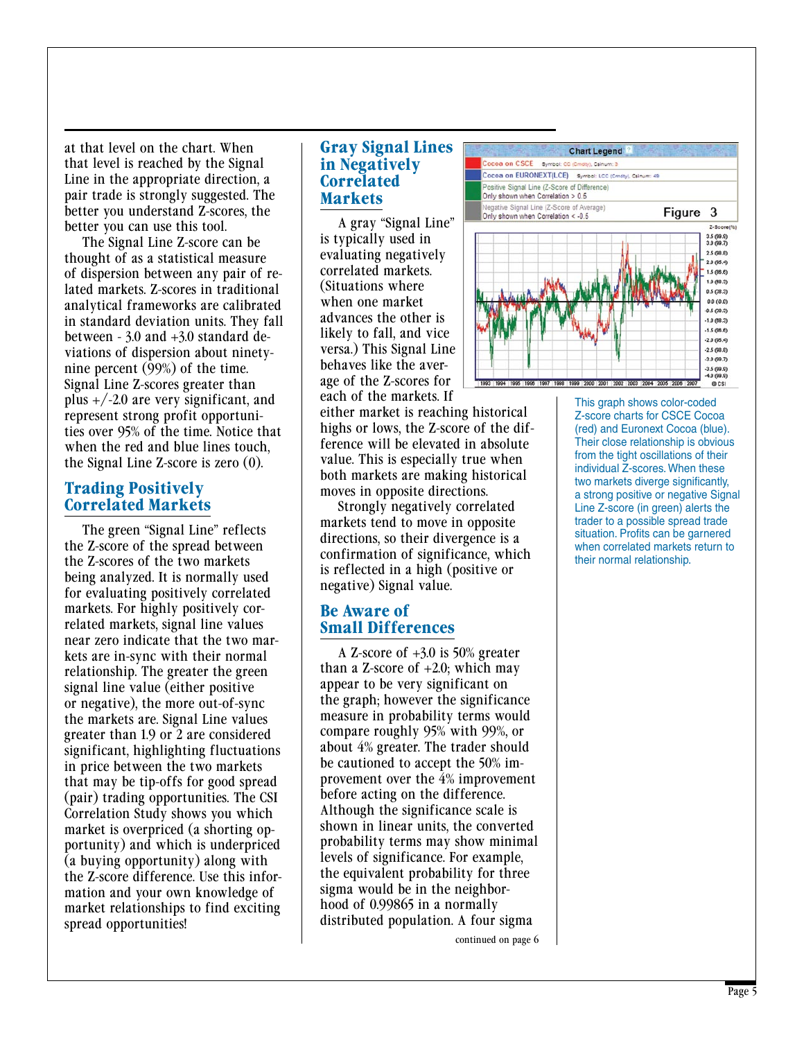at that level on the chart. When that level is reached by the Signal Line in the appropriate direction, a pair trade is strongly suggested. The better you understand Z-scores, the better you can use this tool.

The Signal Line Z-score can be thought of as a statistical measure of dispersion between any pair of related markets. Z-scores in traditional analytical frameworks are calibrated in standard deviation units. They fall between - 3.0 and +3.0 standard deviations of dispersion about ninety-nine percent (99%) of the time. Signal Line Z-scores greater than plus +/-2.0 are very significant, and represent strong profit opportunities over 95% of the time. Notice that when the red and blue lines touch, the Signal Line Z-score is zero (0).

## Trading Positively Correlated Markets

The green "Signal Line" reflects the Z-score of the spread between the Z-scores of the two markets being analyzed. It is normally used for evaluating positively correlated markets. For highly positively correlated markets, signal line values near zero indicate that the two markets are in-sync with their normal relationship. The greater the green signal line value (either positive or negative), the more out-of-sync the markets are. Signal Line values greater than 1.9 or 2 are considered significant, highlighting fluctuations in price between the two markets that may be tip-offs for good spread (pair) trading opportunities. The CSI Correlation Study shows you which market is overpriced (a shorting opportunity) and which is underpriced (a buying opportunity) along with the Z-score difference. Use this information and your own knowledge of market relationships to find exciting spread opportunities!

## Gray Signal Lines in Negatively Correlated Markets

A gray "Signal Line" is typically used in evaluating negatively correlated markets. (Situations where when one market advances the other is likely to fall, and vice versa.) This Signal Line behaves like the average of the Z-scores for each of the markets. If either market is reaching historical highs or lows, the Z-score of the difference will be elevated in absolute value. This is especially true when both markets are making historical moves in opposite directions.

Strongly negatively correlated markets tend to move in opposite directions, so their divergence is a confirmation of significance, which is reflected in a high (positive or negative) Signal value.

## Be Aware of Small Differences

A Z-score of +3.0 is 50% greater than a Z-score of +2.0; which may appear to be very significant on the graph; however the significance measure in probability terms would compare roughly 95% with 99%, or about 4% greater. The trader should be cautioned to accept the 50% improvement over the 4% improvement before acting on the difference. Although the significance scale is shown in linear units, the converted probability terms may show minimal levels of significance. For example, the equivalent probability for three sigma would be in the neighborhood of 0.99865 in a normally distributed population. A four sigma

continued on page 6

Figure 3

This graph shows color-coded Z-score charts for CSCE Cocoa (red) and Euronext Cocoa (blue). Their close relationship is obvious from the tight oscillations of their individual Z-scores. When these two markets diverge significantly, a strong positive or negative Signal Line Z-score (in green) alerts the trader to a possible spread trade situation. Profits can be garnered when correlated markets return to their normal relationship.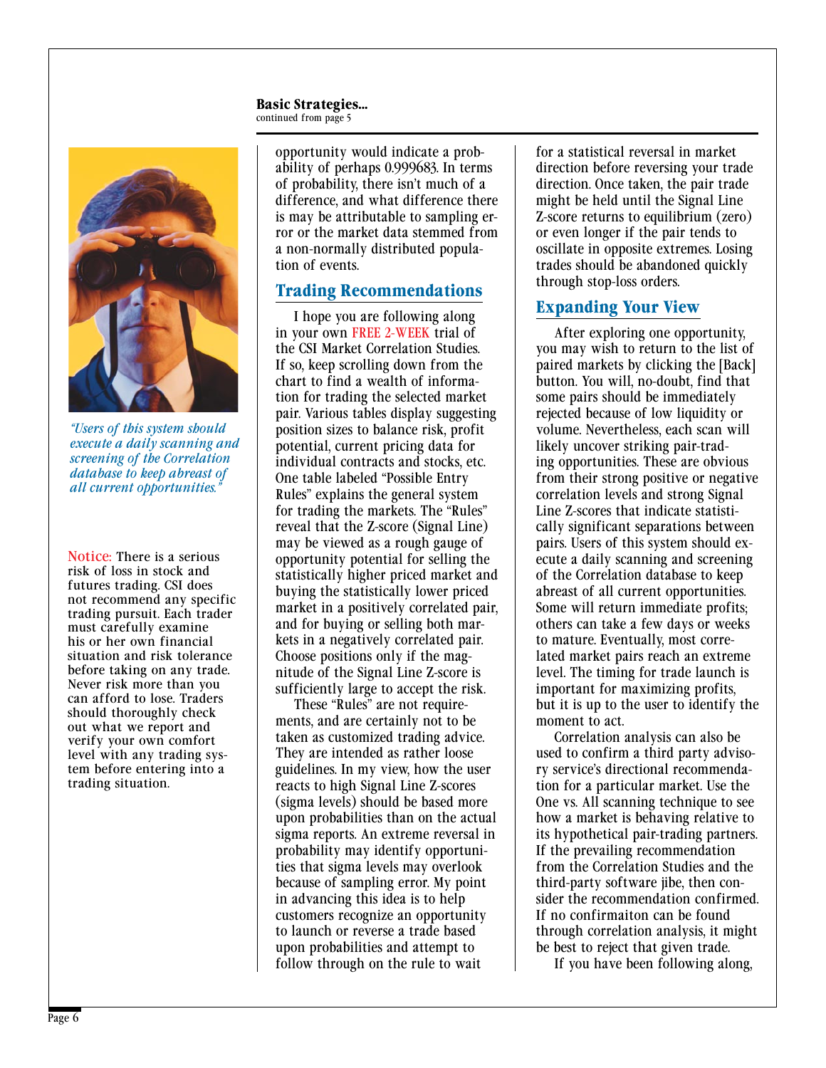**Basic Strategies...**
continued from page 5

*"Users of this system should execute a daily scanning and screening of the Correlation database to keep abreast of all current opportunities."*

Notice: There is a serious risk of loss in stock and futures trading. CSI does not recommend any specific trading pursuit. Each trader must carefully examine his or her own financial situation and risk tolerance before taking on any trade. Never risk more than you can afford to lose. Traders should thoroughly check out what we report and verify your own comfort level with any trading system before entering into a trading situation.

opportunity would indicate a probability of perhaps 0.999683. In terms of probability, there isn't much of a difference, and what difference there is may be attributable to sampling error or the market data stemmed from a non-normally distributed population of events.

## Trading Recommendations

I hope you are following along in your own FREE 2-WEEK trial of the CSI Market Correlation Studies. If so, keep scrolling down from the chart to find a wealth of information for trading the selected market pair. Various tables display suggesting position sizes to balance risk, profit potential, current pricing data for individual contracts and stocks, etc. One table labeled "Possible Entry Rules" explains the general system for trading the markets. The "Rules" reveal that the Z-score (Signal Line) may be viewed as a rough gauge of opportunity potential for selling the statistically higher priced market and buying the statistically lower priced market in a positively correlated pair, and for buying or selling both markets in a negatively correlated pair. Choose positions only if the magnitude of the Signal Line Z-score is sufficiently large to accept the risk.

These "Rules" are not requirements, and are certainly not to be taken as customized trading advice. They are intended as rather loose guidelines. In my view, how the user reacts to high Signal Line Z-scores (sigma levels) should be based more upon probabilities than on the actual sigma reports. An extreme reversal in probability may identify opportunities that sigma levels may overlook because of sampling error. My point in advancing this idea is to help customers recognize an opportunity to launch or reverse a trade based upon probabilities and attempt to follow through on the rule to wait for a statistical reversal in market direction before reversing your trade direction. Once taken, the pair trade might be held until the Signal Line Z-score returns to equilibrium (zero) or even longer if the pair tends to oscillate in opposite extremes. Losing trades should be abandoned quickly through stop-loss orders.

## Expanding Your View

After exploring one opportunity, you may wish to return to the list of paired markets by clicking the [Back] button. You will, no-doubt, find that some pairs should be immediately rejected because of low liquidity or volume. Nevertheless, each scan will likely uncover striking pair-trading opportunities. These are obvious from their strong positive or negative correlation levels and strong Signal Line Z-scores that indicate statistically significant separations between pairs. Users of this system should execute a daily scanning and screening of the Correlation database to keep abreast of all current opportunities. Some will return immediate profits; others can take a few days or weeks to mature. Eventually, most correlated market pairs reach an extreme level. The timing for trade launch is important for maximizing profits, but it is up to the user to identify the moment to act.

Correlation analysis can also be used to confirm a third party advisory service's directional recommendation for a particular market. Use the One vs. All scanning technique to see how a market is behaving relative to its hypothetical pair-trading partners. If the prevailing recommendation from the Correlation Studies and the third-party software jibe, then consider the recommendation confirmed. If no confirmaiton can be found through correlation analysis, it might be best to reject that given trade.

If you have been following along,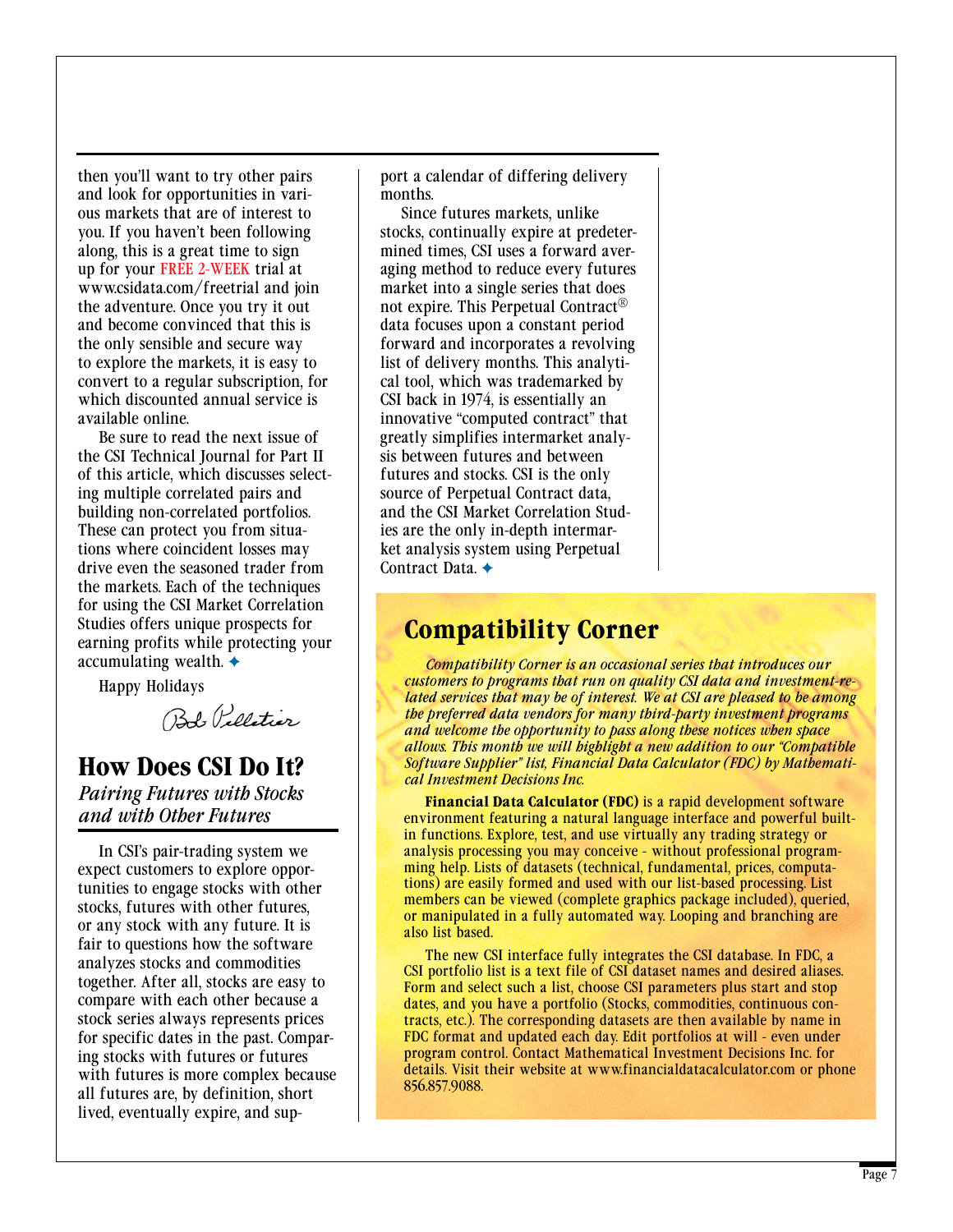then you'll want to try other pairs and look for opportunities in various markets that are of interest to you. If you haven't been following along, this is a great time to sign up for your FREE 2-WEEK trial at www.csidata.com/freetrial and join the adventure. Once you try it out and become convinced that this is the only sensible and secure way to explore the markets, it is easy to convert to a regular subscription, for which discounted annual service is available online.

Be sure to read the next issue of the CSI Technical Journal for Part II of this article, which discusses selecting multiple correlated pairs and building non-correlated portfolios. These can protect you from situations where coincident losses may drive even the seasoned trader from the markets. Each of the techniques for using the CSI Market Correlation Studies offers unique prospects for earning profits while protecting your accumulating wealth. ✦

Happy Holidays

Bob Pelletier

## How Does CSI Do It?

*Pairing Futures with Stocks and with Other Futures*

In CSI's pair-trading system we expect customers to explore opportunities to engage stocks with other stocks, futures with other futures, or any stock with any future. It is fair to questions how the software analyzes stocks and commodities together. After all, stocks are easy to compare with each other because a stock series always represents prices for specific dates in the past. Comparing stocks with futures or futures with futures is more complex because all futures are, by definition, short lived, eventually expire, and support a calendar of differing delivery months.

Since futures markets, unlike stocks, continually expire at predetermined times, CSI uses a forward averaging method to reduce every futures market into a single series that does not expire. This Perpetual Contract® data focuses upon a constant period forward and incorporates a revolving list of delivery months. This analytical tool, which was trademarked by CSI back in 1974, is essentially an innovative "computed contract" that greatly simplifies intermarket analysis between futures and between futures and stocks. CSI is the only source of Perpetual Contract data, and the CSI Market Correlation Studies are the only in-depth intermarket analysis system using Perpetual Contract Data. ✦

## Compatibility Corner

*Compatibility Corner is an occasional series that introduces our customers to programs that run on quality CSI data and investment-related services that may be of interest. We at CSI are pleased to be among the preferred data vendors for many third-party investment programs and welcome the opportunity to pass along these notices when space allows. This month we will highlight a new addition to our "Compatible Software Supplier" list, Financial Data Calculator (FDC) by Mathematical Investment Decisions Inc.*

**Financial Data Calculator (FDC)** is a rapid development software environment featuring a natural language interface and powerful built-in functions. Explore, test, and use virtually any trading strategy or analysis processing you may conceive - without professional programming help. Lists of datasets (technical, fundamental, prices, computations) are easily formed and used with our list-based processing. List members can be viewed (complete graphics package included), queried, or manipulated in a fully automated way. Looping and branching are also list based.

The new CSI interface fully integrates the CSI database. In FDC, a CSI portfolio list is a text file of CSI dataset names and desired aliases. Form and select such a list, choose CSI parameters plus start and stop dates, and you have a portfolio (Stocks, commodities, continuous contracts, etc.). The corresponding datasets are then available by name in FDC format and updated each day. Edit portfolios at will - even under program control. Contact Mathematical Investment Decisions Inc. for details. Visit their website at www.financialdatacalculator.com or phone 856.857.9088.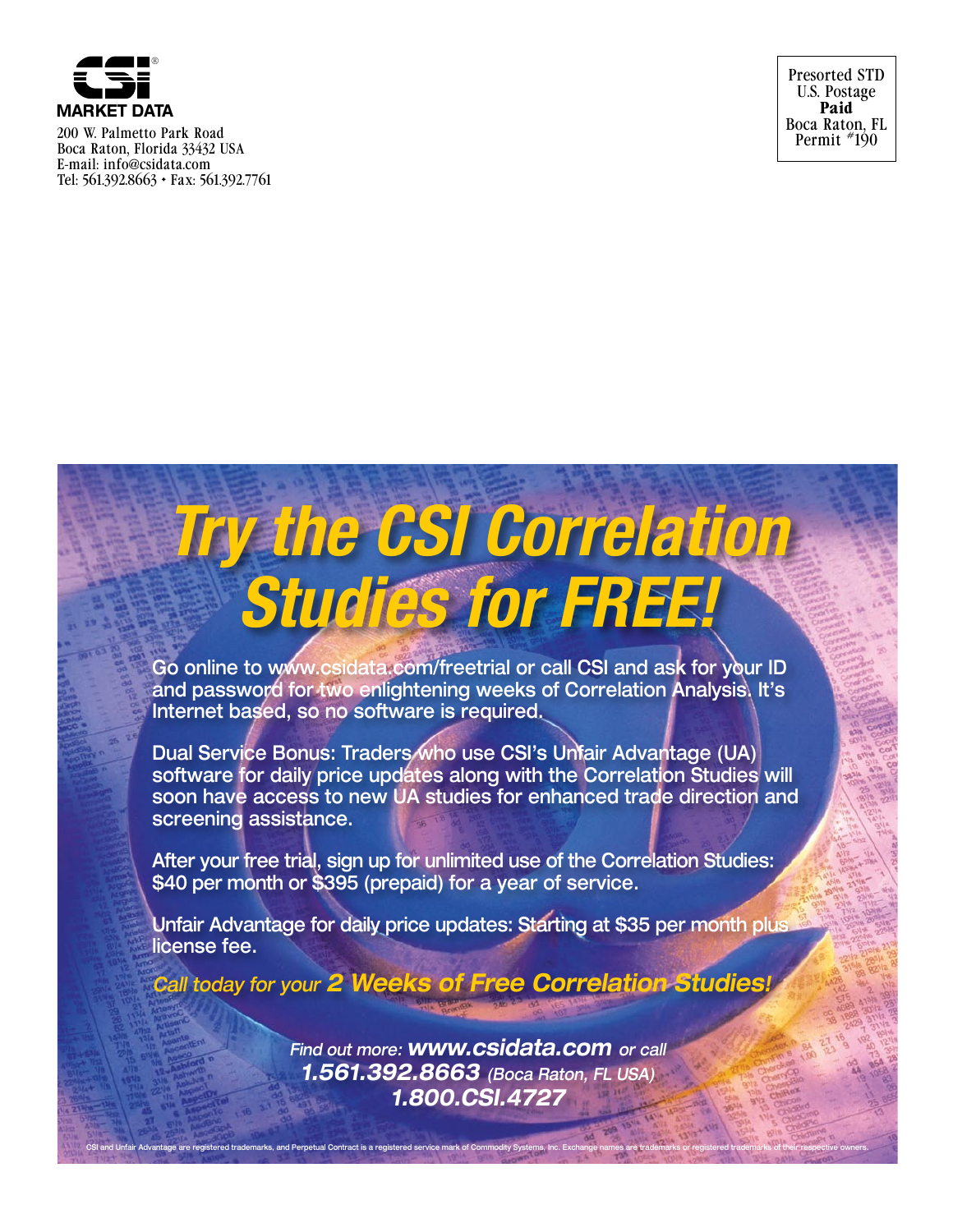**CSI® MARKET DATA**

200 W. Palmetto Park Road
Boca Raton, Florida 33432 USA
E-mail: info@csidata.com
Tel: 561.392.8663 • Fax: 561.392.7761

Presorted STD
U.S. Postage
**Paid**
Boca Raton, FL
Permit #190

# *Try the CSI Correlation Studies for FREE!*

Go online to www.csidata.com/freetrial or call CSI and ask for your ID and password for two enlightening weeks of Correlation Analysis. It's Internet based, so no software is required.

Dual Service Bonus: Traders who use CSI's Unfair Advantage (UA) software for daily price updates along with the Correlation Studies will soon have access to new UA studies for enhanced trade direction and screening assistance.

After your free trial, sign up for unlimited use of the Correlation Studies: $40 per month or $395 (prepaid) for a year of service.

Unfair Advantage for daily price updates: Starting at $35 per month plus license fee.

*Call today for your* ***2 Weeks of Free Correlation Studies!***

*Find out more:* ***www.csidata.com*** *or call*
***1.561.392.8663*** *(Boca Raton, FL USA)*
***1.800.CSI.4727***

CSI and Unfair Advantage are registered trademarks, and Perpetual Contract is a registered service mark of Commodity Systems, Inc. Exchange names are trademarks or registered trademarks of their respective owners.